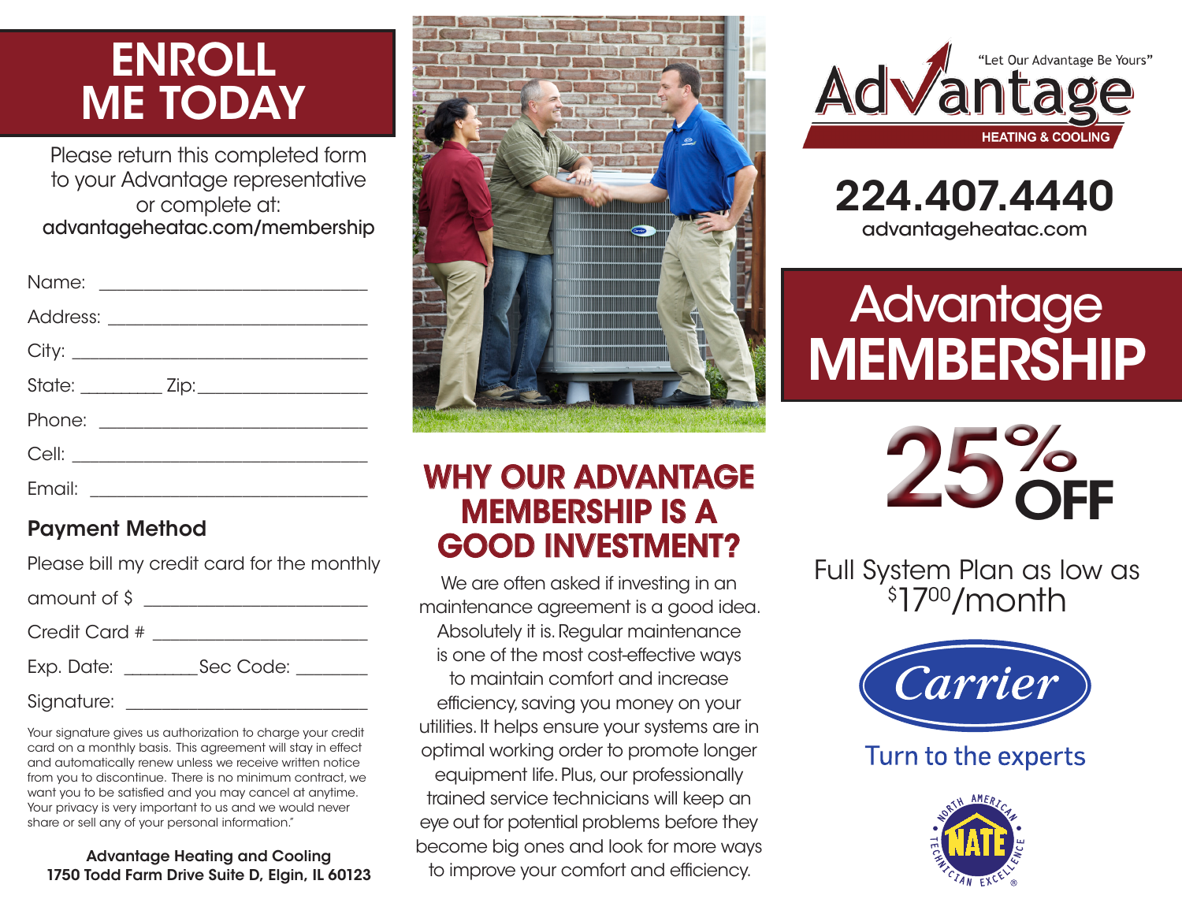# ENROLL ME TODAY

Please return this completed form to your Advantage representative or complete at:
advantageheatac.com/membership

Name: ______________________________

Address: ______________________________

City: ______________________________

State: _________ Zip: __________________

Phone: ______________________________

Cell: ______________________________

Email: ______________________________

### Payment Method

Please bill my credit card for the monthly

amount of $ ______________________

Credit Card # ______________________

Exp. Date: ________ Sec Code: ________

Signature: ______________________________

Your signature gives us authorization to charge your credit card on a monthly basis. This agreement will stay in effect and automatically renew unless we receive written notice from you to discontinue. There is no minimum contract, we want you to be satisfied and you may cancel at anytime. Your privacy is very important to us and we would never share or sell any of your personal information."

**Advantage Heating and Cooling**
**1750 Todd Farm Drive Suite D, Elgin, IL 60123**

## WHY OUR ADVANTAGE MEMBERSHIP IS A GOOD INVESTMENT?

We are often asked if investing in an maintenance agreement is a good idea. Absolutely it is. Regular maintenance is one of the most cost-effective ways to maintain comfort and increase efficiency, saving you money on your utilities. It helps ensure your systems are in optimal working order to promote longer equipment life. Plus, our professionally trained service technicians will keep an eye out for potential problems before they become big ones and look for more ways to improve your comfort and efficiency.

"Let Our Advantage Be Yours"

**Advantage HEATING & COOLING**

# 224.407.4440

advantageheatac.com

# Advantage MEMBERSHIP

# 25% OFF

Full System Plan as low as $17.00/month

Carrier

Turn to the experts

NORTH AMERICAN TECHNICIAN EXCELLENCE — NATE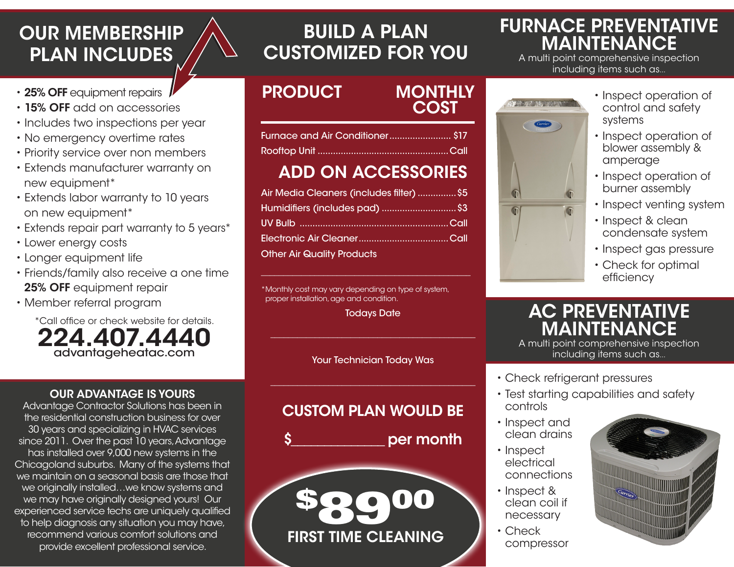# OUR MEMBERSHIP PLAN INCLUDES

- **25% OFF** equipment repairs
- **15% OFF** add on accessories
- Includes two inspections per year
- No emergency overtime rates
- Priority service over non members
- Extends manufacturer warranty on new equipment*
- Extends labor warranty to 10 years on new equipment*
- Extends repair part warranty to 5 years*
- Lower energy costs
- Longer equipment life
- Friends/family also receive a one time **25% OFF** equipment repair
- Member referral program

*Call office or check website for details.

**224.407.4440**
advantageheatac.com

## OUR ADVANTAGE IS YOURS

Advantage Contractor Solutions has been in the residential construction business for over 30 years and specializing in HVAC services since 2011. Over the past 10 years, Advantage has installed over 9,000 new systems in the Chicagoland suburbs. Many of the systems that we maintain on a seasonal basis are those that we originally installed…we know systems and we may have originally designed yours! Our experienced service techs are uniquely qualified to help diagnosis any situation you may have, recommend various comfort solutions and provide excellent professional service.

# BUILD A PLAN CUSTOMIZED FOR YOU

| PRODUCT | MONTHLY COST |
|---|---|
| Furnace and Air Conditioner | $17 |
| Rooftop Unit | Call |

## ADD ON ACCESSORIES

| | |
|---|---|
| Air Media Cleaners (includes filter) | $5 |
| Humidifiers (includes pad) | $3 |
| UV Bulb | Call |
| Electronic Air Cleaner | Call |
| Other Air Quality Products | |

*Monthly cost may vary depending on type of system, proper installation, age and condition.

Todays Date

______________________________

Your Technician Today Was

______________________________

## CUSTOM PLAN WOULD BE

$____________ per month

**$89.00**
**FIRST TIME CLEANING**

# FURNACE PREVENTATIVE MAINTENANCE

A multi point comprehensive inspection including items such as...

- Inspect operation of control and safety systems
- Inspect operation of blower assembly & amperage
- Inspect operation of burner assembly
- Inspect venting system
- Inspect & clean condensate system
- Inspect gas pressure
- Check for optimal efficiency

# AC PREVENTATIVE MAINTENANCE

A multi point comprehensive inspection including items such as...

- Check refrigerant pressures
- Test starting capabilities and safety controls
- Inspect and clean drains
- Inspect electrical connections
- Inspect & clean coil if necessary
- Check compressor